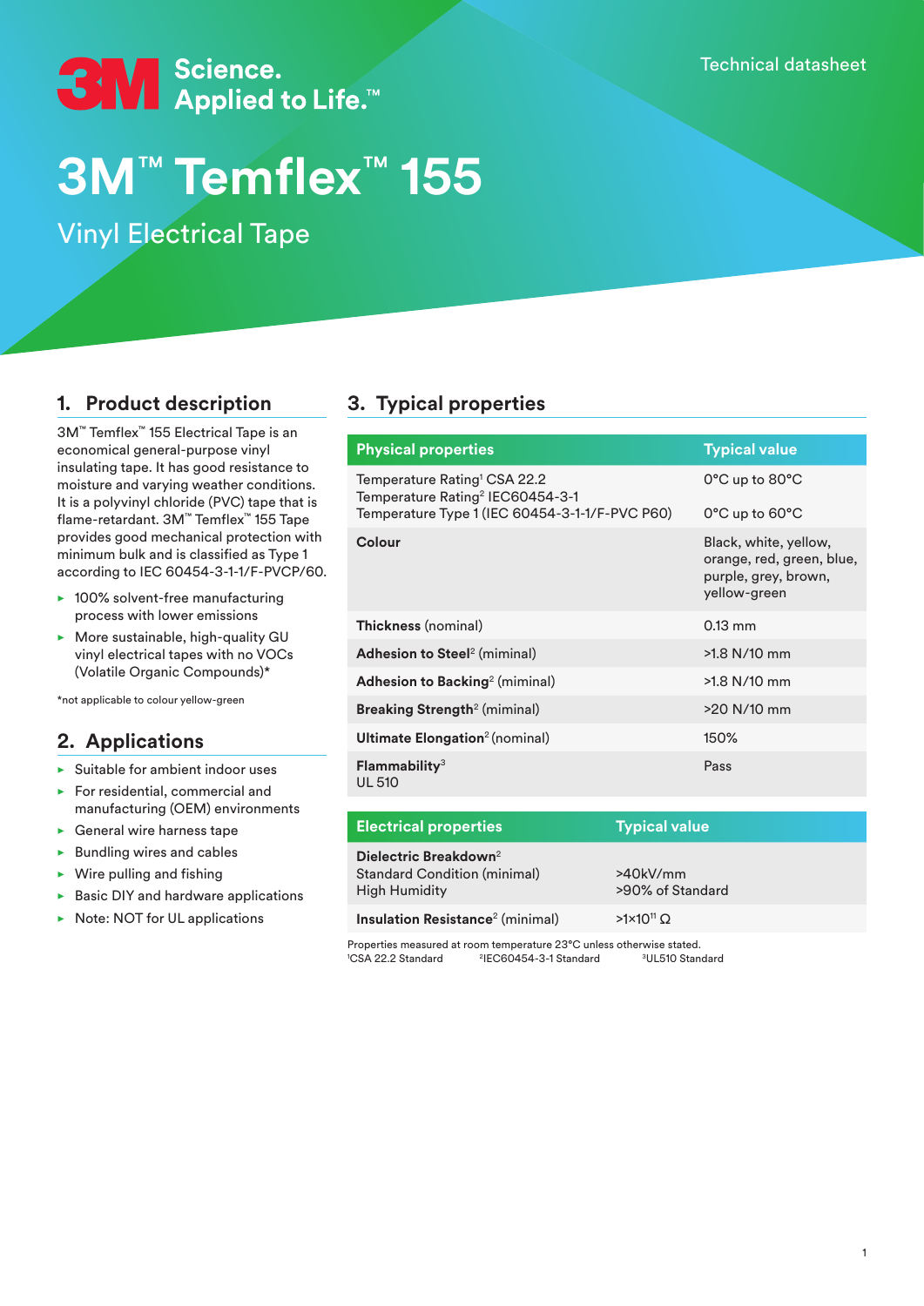3M Science. Applied to Life.™

Technical datasheet

# 3M™ Temflex™ 155

Vinyl Electrical Tape

## 1. Product description

3M™ Temflex™ 155 Electrical Tape is an economical general-purpose vinyl insulating tape. It has good resistance to moisture and varying weather conditions. It is a polyvinyl chloride (PVC) tape that is flame-retardant. 3M™ Temflex™ 155 Tape provides good mechanical protection with minimum bulk and is classified as Type 1 according to IEC 60454-3-1-1/F-PVCP/60.

- 100% solvent-free manufacturing process with lower emissions
- More sustainable, high-quality GU vinyl electrical tapes with no VOCs (Volatile Organic Compounds)*

*not applicable to colour yellow-green

## 2. Applications

- Suitable for ambient indoor uses
- For residential, commercial and manufacturing (OEM) environments
- General wire harness tape
- Bundling wires and cables
- Wire pulling and fishing
- Basic DIY and hardware applications
- Note: NOT for UL applications

## 3. Typical properties

| Physical properties | Typical value |
| --- | --- |
| Temperature Rating[1] CSA 22.2<br>Temperature Rating[2] IEC60454-3-1<br>Temperature Type 1 (IEC 60454-3-1-1/F-PVC P60) | 0°C up to 80°C<br><br>0°C up to 60°C |
| **Colour** | Black, white, yellow, orange, red, green, blue, purple, grey, brown, yellow-green |
| **Thickness** (nominal) | 0.13 mm |
| **Adhesion to Steel**[2] (miminal) | >1.8 N/10 mm |
| **Adhesion to Backing**[2] (miminal) | >1.8 N/10 mm |
| **Breaking Strength**[2] (miminal) | >20 N/10 mm |
| **Ultimate Elongation**[2] (nominal) | 150% |
| **Flammability**[3]<br>UL 510 | Pass |

| Electrical properties | Typical value |
| --- | --- |
| **Dielectric Breakdown**[2]<br>Standard Condition (minimal)<br>High Humidity | <br>>40kV/mm<br>>90% of Standard |
| **Insulation Resistance**[2] (minimal) | $>1\times10^{11}\ \Omega$ |

Properties measured at room temperature 23°C unless otherwise stated.
[1]CSA 22.2 Standard [2]IEC60454-3-1 Standard [3]UL510 Standard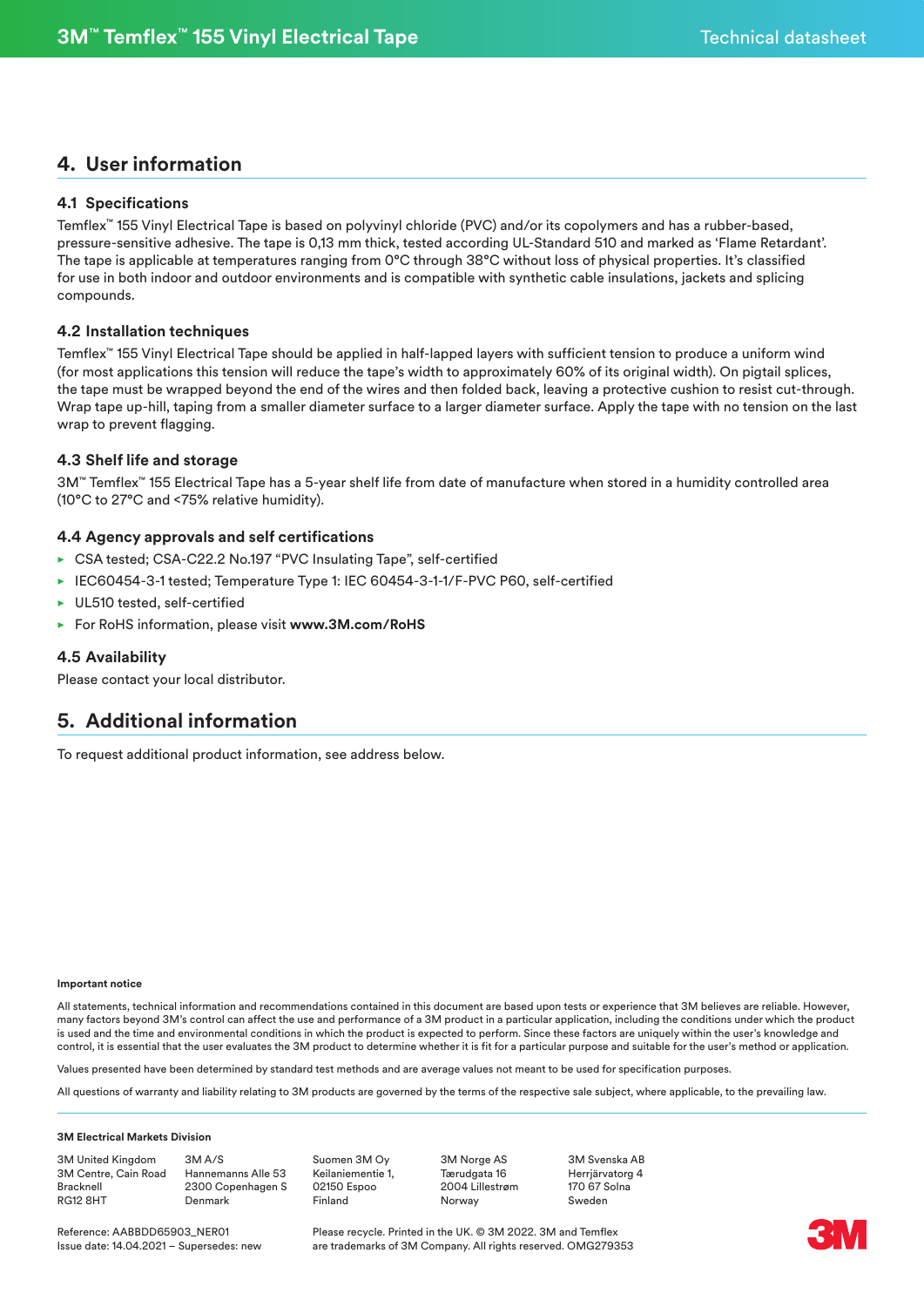## 4. User information

### 4.1 Specifications

Temflex™ 155 Vinyl Electrical Tape is based on polyvinyl chloride (PVC) and/or its copolymers and has a rubber-based, pressure-sensitive adhesive. The tape is 0,13 mm thick, tested according UL-Standard 510 and marked as 'Flame Retardant'. The tape is applicable at temperatures ranging from 0°C through 38°C without loss of physical properties. It's classified for use in both indoor and outdoor environments and is compatible with synthetic cable insulations, jackets and splicing compounds.

### 4.2 Installation techniques

Temflex™ 155 Vinyl Electrical Tape should be applied in half-lapped layers with sufficient tension to produce a uniform wind (for most applications this tension will reduce the tape's width to approximately 60% of its original width). On pigtail splices, the tape must be wrapped beyond the end of the wires and then folded back, leaving a protective cushion to resist cut-through. Wrap tape up-hill, taping from a smaller diameter surface to a larger diameter surface. Apply the tape with no tension on the last wrap to prevent flagging.

### 4.3 Shelf life and storage

3M™ Temflex™ 155 Electrical Tape has a 5-year shelf life from date of manufacture when stored in a humidity controlled area (10°C to 27°C and <75% relative humidity).

### 4.4 Agency approvals and self certifications

- CSA tested; CSA-C22.2 No.197 "PVC Insulating Tape", self-certified
- IEC60454-3-1 tested; Temperature Type 1: IEC 60454-3-1-1/F-PVC P60, self-certified
- UL510 tested, self-certified
- For RoHS information, please visit **www.3M.com/RoHS**

### 4.5 Availability

Please contact your local distributor.

## 5. Additional information

To request additional product information, see address below.

**Important notice**

All statements, technical information and recommendations contained in this document are based upon tests or experience that 3M believes are reliable. However, many factors beyond 3M's control can affect the use and performance of a 3M product in a particular application, including the conditions under which the product is used and the time and environmental conditions in which the product is expected to perform. Since these factors are uniquely within the user's knowledge and control, it is essential that the user evaluates the 3M product to determine whether it is fit for a particular purpose and suitable for the user's method or application.

Values presented have been determined by standard test methods and are average values not meant to be used for specification purposes.

All questions of warranty and liability relating to 3M products are governed by the terms of the respective sale subject, where applicable, to the prevailing law.

**3M Electrical Markets Division**

3M United Kingdom
3M Centre, Cain Road
Bracknell
RG12 8HT

3M A/S
Hannemanns Alle 53
2300 Copenhagen S
Denmark

Suomen 3M Oy
Keilaniementie 1,
02150 Espoo
Finland

3M Norge AS
Tærudgata 16
2004 Lillestrøm
Norway

3M Svenska AB
Herrjärvatorg 4
170 67 Solna
Sweden

Reference: AABBDD65903_NER01
Issue date: 14.04.2021 – Supersedes: new

Please recycle. Printed in the UK. © 3M 2022. 3M and Temflex are trademarks of 3M Company. All rights reserved. OMG279353